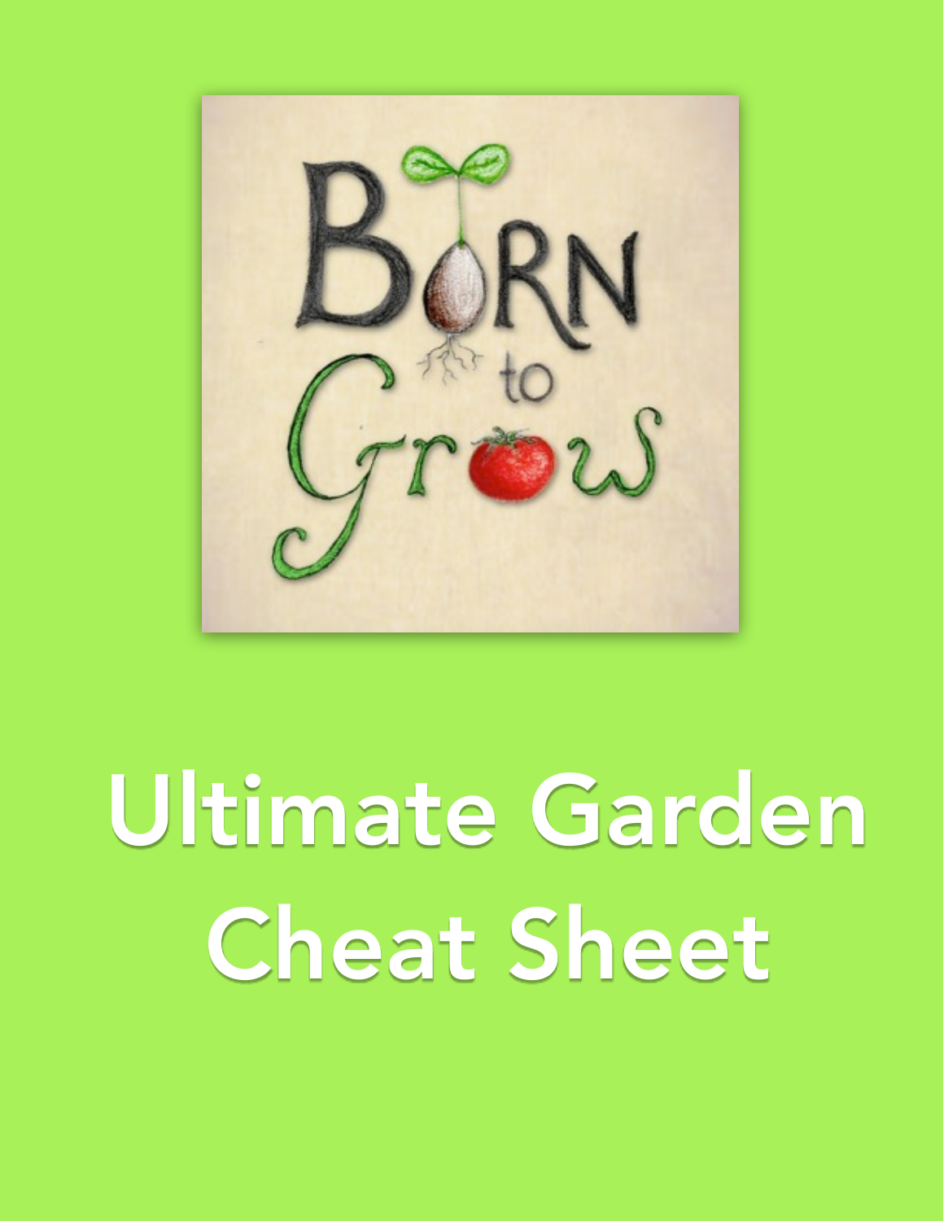Born to Grow

# Ultimate Garden Cheat Sheet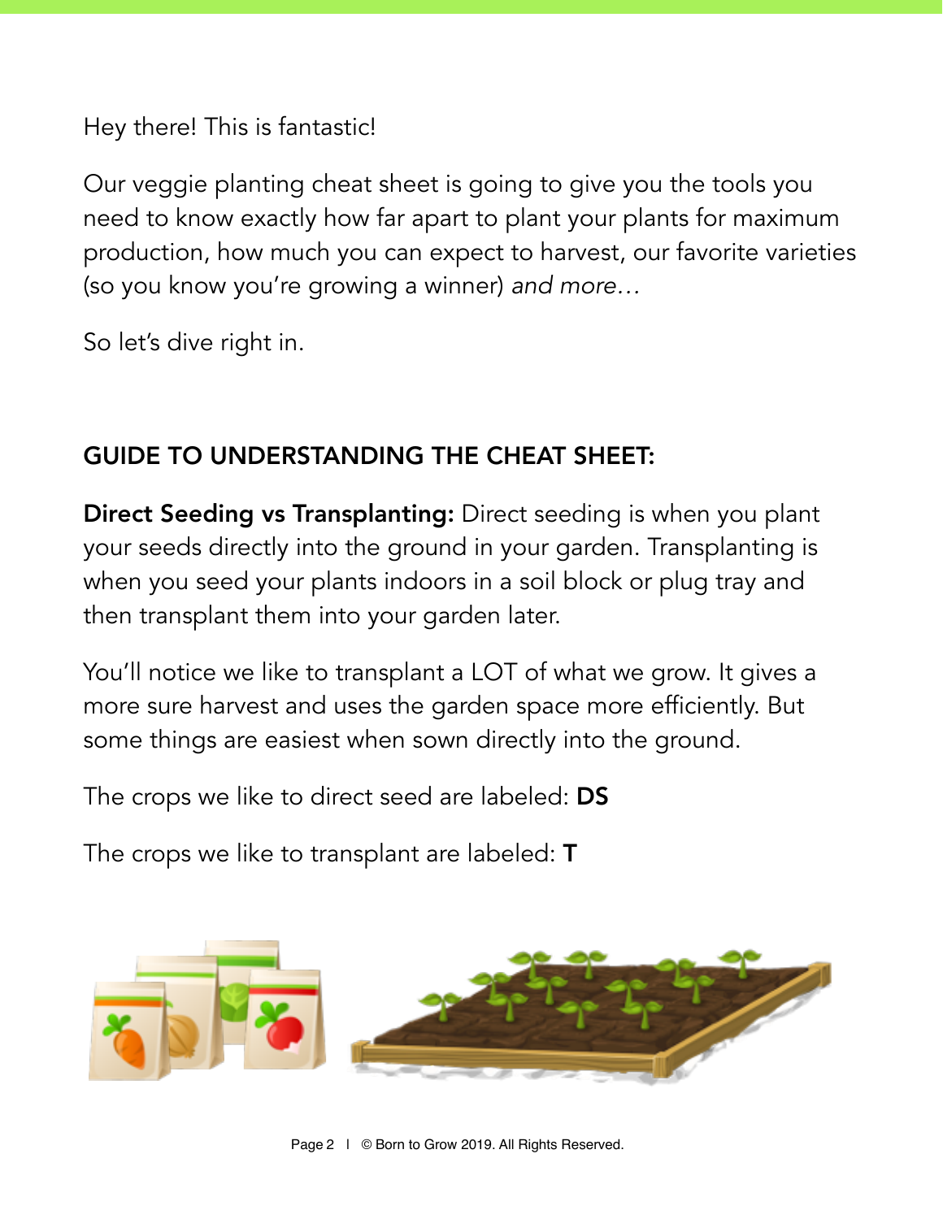Hey there! This is fantastic!

Our veggie planting cheat sheet is going to give you the tools you need to know exactly how far apart to plant your plants for maximum production, how much you can expect to harvest, our favorite varieties (so you know you're growing a winner) *and more…*

So let's dive right in.

## GUIDE TO UNDERSTANDING THE CHEAT SHEET:

**Direct Seeding vs Transplanting:** Direct seeding is when you plant your seeds directly into the ground in your garden. Transplanting is when you seed your plants indoors in a soil block or plug tray and then transplant them into your garden later.

You'll notice we like to transplant a LOT of what we grow. It gives a more sure harvest and uses the garden space more efficiently. But some things are easiest when sown directly into the ground.

The crops we like to direct seed are labeled: **DS**

The crops we like to transplant are labeled: **T**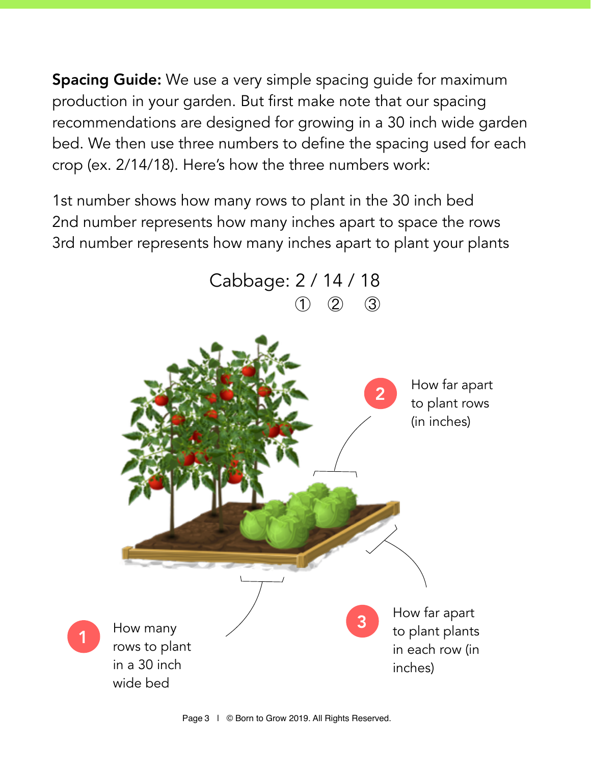**Spacing Guide:** We use a very simple spacing guide for maximum production in your garden. But first make note that our spacing recommendations are designed for growing in a 30 inch wide garden bed. We then use three numbers to define the spacing used for each crop (ex. 2/14/18). Here's how the three numbers work:

1st number shows how many rows to plant in the 30 inch bed
2nd number represents how many inches apart to space the rows
3rd number represents how many inches apart to plant your plants

Cabbage: 2 / 14 / 18
① ② ③

2 How far apart to plant rows (in inches)

1 How many rows to plant in a 30 inch wide bed

3 How far apart to plant plants in each row (in inches)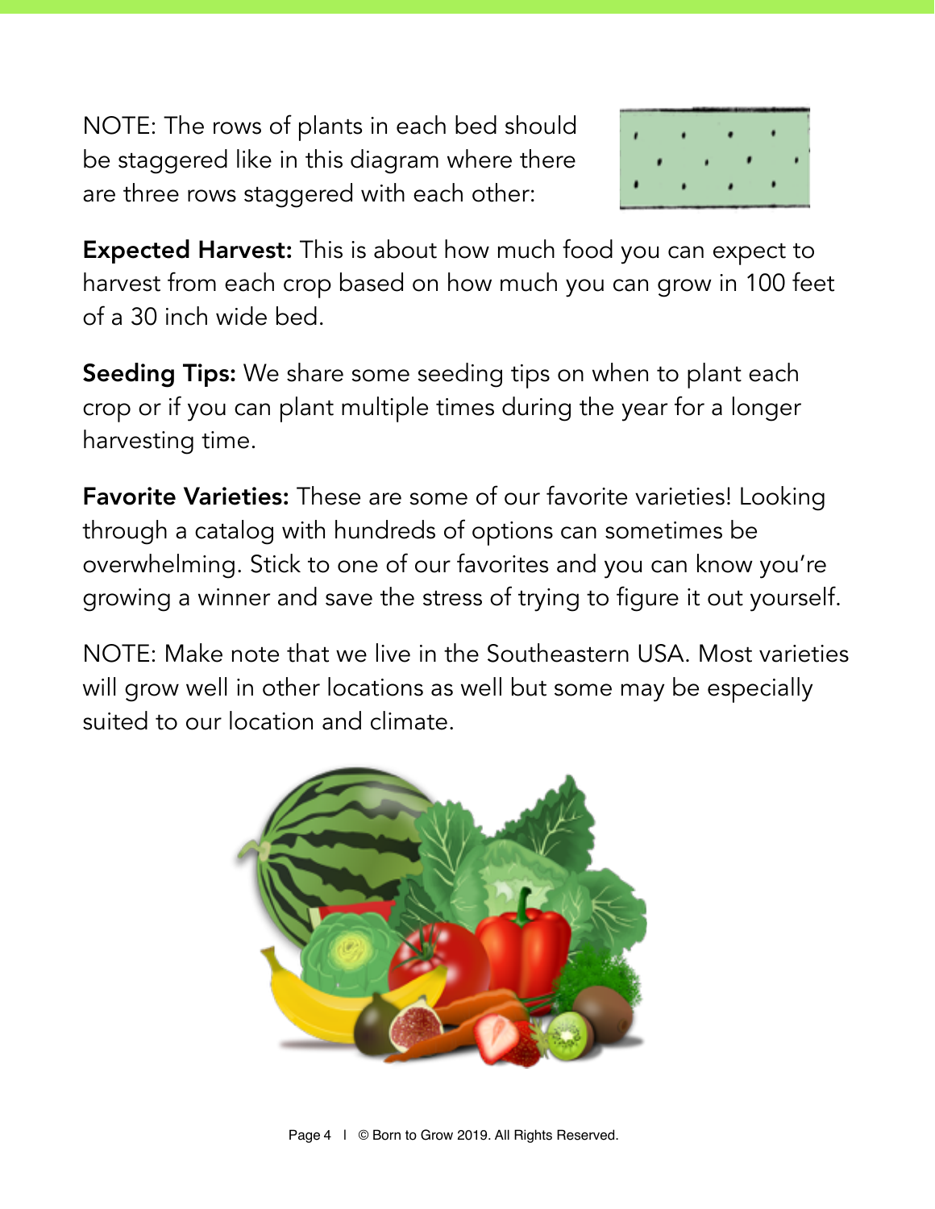NOTE: The rows of plants in each bed should be staggered like in this diagram where there are three rows staggered with each other:

**Expected Harvest:** This is about how much food you can expect to harvest from each crop based on how much you can grow in 100 feet of a 30 inch wide bed.

**Seeding Tips:** We share some seeding tips on when to plant each crop or if you can plant multiple times during the year for a longer harvesting time.

**Favorite Varieties:** These are some of our favorite varieties! Looking through a catalog with hundreds of options can sometimes be overwhelming. Stick to one of our favorites and you can know you're growing a winner and save the stress of trying to figure it out yourself.

NOTE: Make note that we live in the Southeastern USA. Most varieties will grow well in other locations as well but some may be especially suited to our location and climate.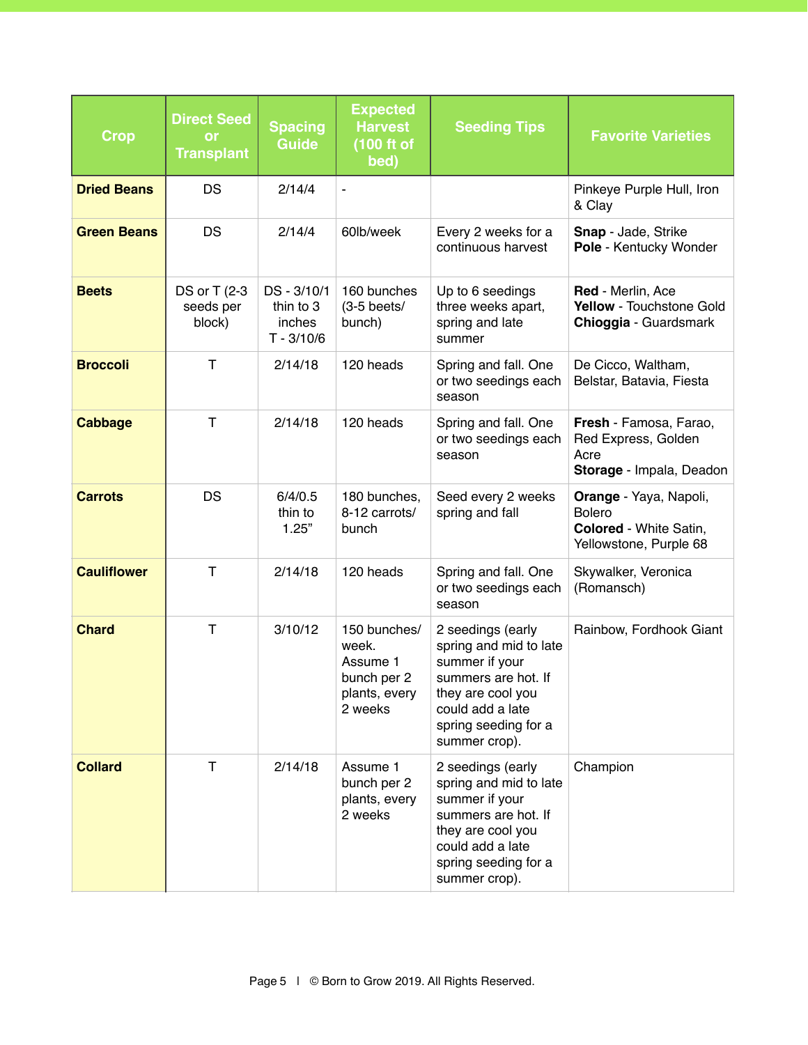| Crop | Direct Seed or Transplant | Spacing Guide | Expected Harvest (100 ft of bed) | Seeding Tips | Favorite Varieties |
|---|---|---|---|---|---|
| **Dried Beans** | DS | 2/14/4 | - | | Pinkeye Purple Hull, Iron & Clay |
| **Green Beans** | DS | 2/14/4 | 60lb/week | Every 2 weeks for a continuous harvest | **Snap** - Jade, Strike<br>**Pole** - Kentucky Wonder |
| **Beets** | DS or T (2-3 seeds per block) | DS - 3/10/1 thin to 3 inches<br>T - 3/10/6 | 160 bunches (3-5 beets/ bunch) | Up to 6 seedings three weeks apart, spring and late summer | **Red** - Merlin, Ace<br>**Yellow** - Touchstone Gold<br>**Chioggia** - Guardsmark |
| **Broccoli** | T | 2/14/18 | 120 heads | Spring and fall. One or two seedings each season | De Cicco, Waltham, Belstar, Batavia, Fiesta |
| **Cabbage** | T | 2/14/18 | 120 heads | Spring and fall. One or two seedings each season | **Fresh** - Famosa, Farao, Red Express, Golden Acre<br>**Storage** - Impala, Deadon |
| **Carrots** | DS | 6/4/0.5 thin to 1.25" | 180 bunches, 8-12 carrots/ bunch | Seed every 2 weeks spring and fall | **Orange** - Yaya, Napoli, Bolero<br>**Colored** - White Satin, Yellowstone, Purple 68 |
| **Cauliflower** | T | 2/14/18 | 120 heads | Spring and fall. One or two seedings each season | Skywalker, Veronica (Romansch) |
| **Chard** | T | 3/10/12 | 150 bunches/ week. Assume 1 bunch per 2 plants, every 2 weeks | 2 seedings (early spring and mid to late summer if your summers are hot. If they are cool you could add a late spring seeding for a summer crop). | Rainbow, Fordhook Giant |
| **Collard** | T | 2/14/18 | Assume 1 bunch per 2 plants, every 2 weeks | 2 seedings (early spring and mid to late summer if your summers are hot. If they are cool you could add a late spring seeding for a summer crop). | Champion |

© Born to Grow 2019. All Rights Reserved.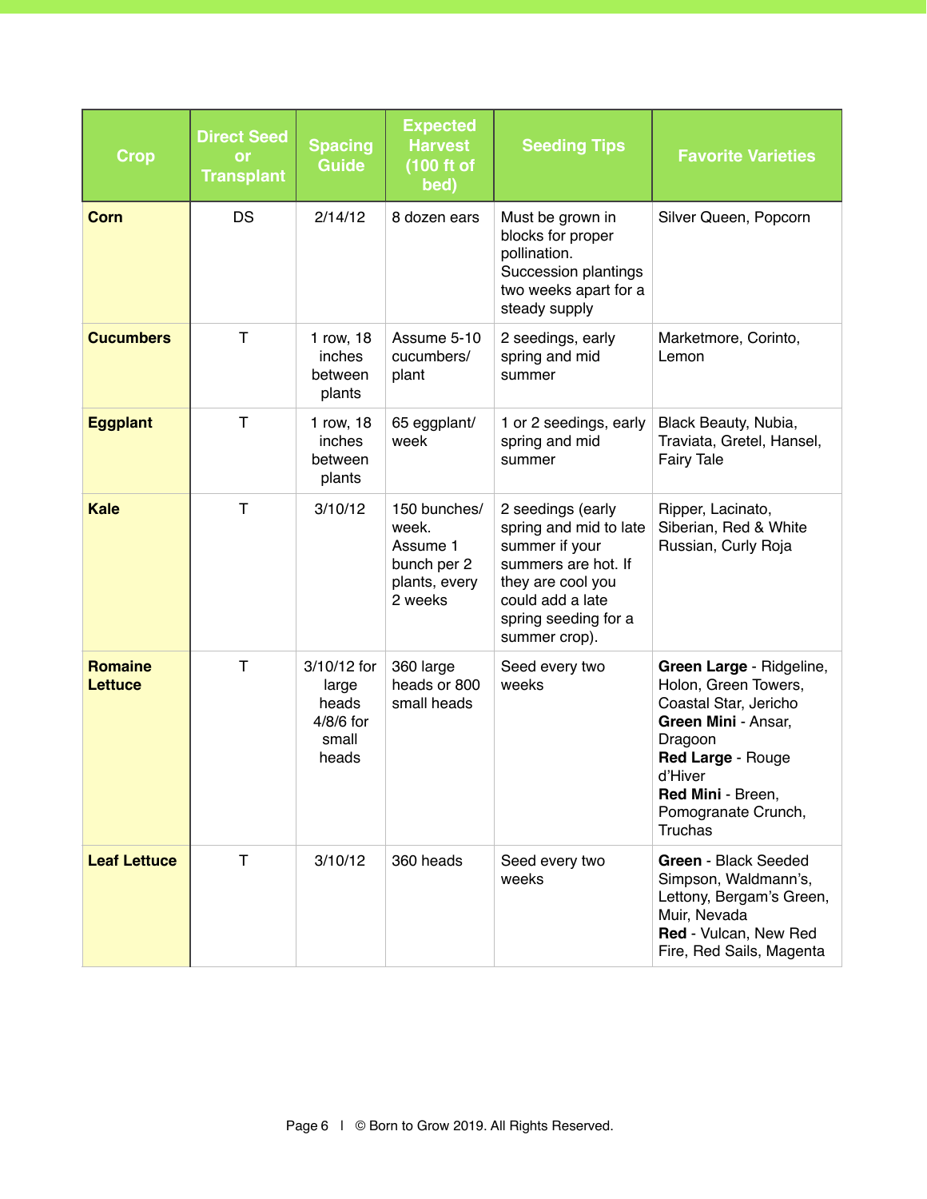| Crop | Direct Seed or Transplant | Spacing Guide | Expected Harvest (100 ft of bed) | Seeding Tips | Favorite Varieties |
|---|---|---|---|---|---|
| **Corn** | DS | 2/14/12 | 8 dozen ears | Must be grown in blocks for proper pollination. Succession plantings two weeks apart for a steady supply | Silver Queen, Popcorn |
| **Cucumbers** | T | 1 row, 18 inches between plants | Assume 5-10 cucumbers/ plant | 2 seedings, early spring and mid summer | Marketmore, Corinto, Lemon |
| **Eggplant** | T | 1 row, 18 inches between plants | 65 eggplant/ week | 1 or 2 seedings, early spring and mid summer | Black Beauty, Nubia, Traviata, Gretel, Hansel, Fairy Tale |
| **Kale** | T | 3/10/12 | 150 bunches/ week. Assume 1 bunch per 2 plants, every 2 weeks | 2 seedings (early spring and mid to late summer if your summers are hot. If they are cool you could add a late spring seeding for a summer crop). | Ripper, Lacinato, Siberian, Red & White Russian, Curly Roja |
| **Romaine Lettuce** | T | 3/10/12 for large heads 4/8/6 for small heads | 360 large heads or 800 small heads | Seed every two weeks | **Green Large** - Ridgeline, Holon, Green Towers, Coastal Star, Jericho **Green Mini** - Ansar, Dragoon **Red Large** - Rouge d'Hiver **Red Mini** - Breen, Pomogranate Crunch, Truchas |
| **Leaf Lettuce** | T | 3/10/12 | 360 heads | Seed every two weeks | **Green** - Black Seeded Simpson, Waldmann's, Lettony, Bergam's Green, Muir, Nevada **Red** - Vulcan, New Red Fire, Red Sails, Magenta |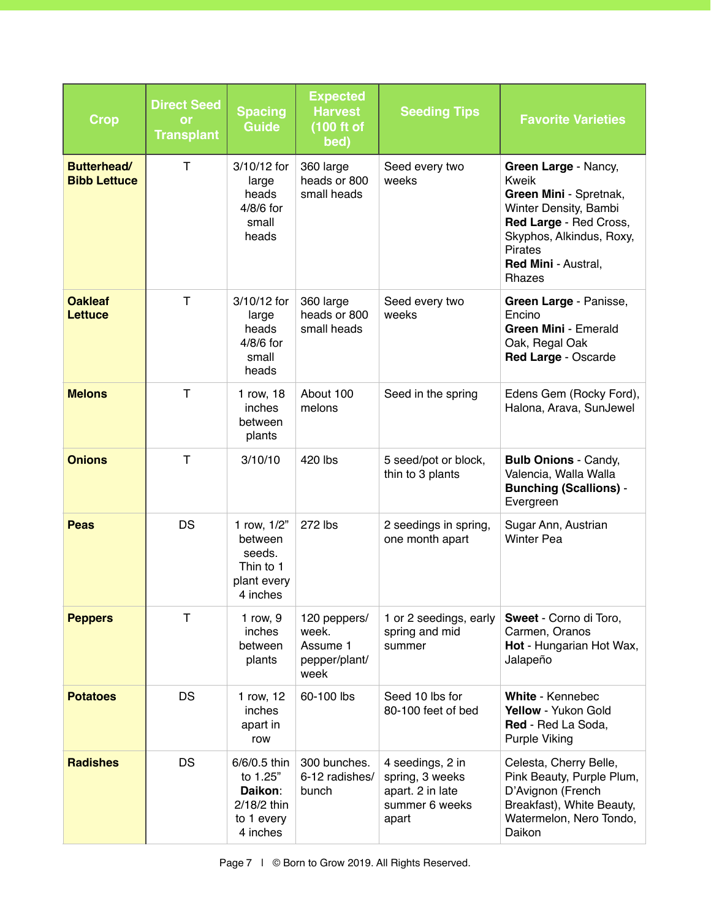| Crop | Direct Seed or Transplant | Spacing Guide | Expected Harvest (100 ft of bed) | Seeding Tips | Favorite Varieties |
|---|---|---|---|---|---|
| **Butterhead/ Bibb Lettuce** | T | 3/10/12 for large heads 4/8/6 for small heads | 360 large heads or 800 small heads | Seed every two weeks | **Green Large** - Nancy, Kweik **Green Mini** - Spretnak, Winter Density, Bambi **Red Large** - Red Cross, Skyphos, Alkindus, Roxy, Pirates **Red Mini** - Austral, Rhazes |
| **Oakleaf Lettuce** | T | 3/10/12 for large heads 4/8/6 for small heads | 360 large heads or 800 small heads | Seed every two weeks | **Green Large** - Panisse, Encino **Green Mini** - Emerald Oak, Regal Oak **Red Large** - Oscarde |
| **Melons** | T | 1 row, 18 inches between plants | About 100 melons | Seed in the spring | Edens Gem (Rocky Ford), Halona, Arava, SunJewel |
| **Onions** | T | 3/10/10 | 420 lbs | 5 seed/pot or block, thin to 3 plants | **Bulb Onions** - Candy, Valencia, Walla Walla **Bunching (Scallions)** - Evergreen |
| **Peas** | DS | 1 row, 1/2" between seeds. Thin to 1 plant every 4 inches | 272 lbs | 2 seedings in spring, one month apart | Sugar Ann, Austrian Winter Pea |
| **Peppers** | T | 1 row, 9 inches between plants | 120 peppers/ week. Assume 1 pepper/plant/ week | 1 or 2 seedings, early spring and mid summer | **Sweet** - Corno di Toro, Carmen, Oranos **Hot** - Hungarian Hot Wax, Jalapeño |
| **Potatoes** | DS | 1 row, 12 inches apart in row | 60-100 lbs | Seed 10 lbs for 80-100 feet of bed | **White** - Kennebec **Yellow** - Yukon Gold **Red** - Red La Soda, Purple Viking |
| **Radishes** | DS | 6/6/0.5 thin to 1.25" **Daikon**: 2/18/2 thin to 1 every 4 inches | 300 bunches. 6-12 radishes/ bunch | 4 seedings, 2 in spring, 3 weeks apart. 2 in late summer 6 weeks apart | Celesta, Cherry Belle, Pink Beauty, Purple Plum, D'Avignon (French Breakfast), White Beauty, Watermelon, Nero Tondo, Daikon |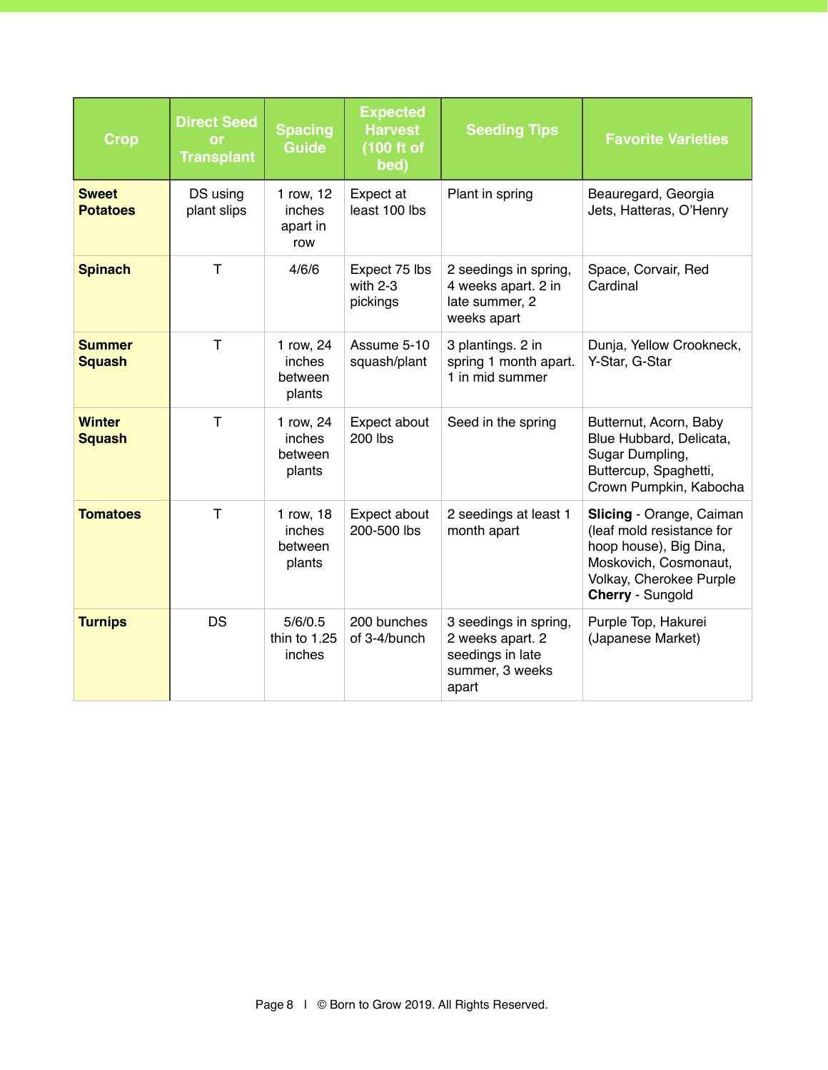| Crop | Direct Seed or Transplant | Spacing Guide | Expected Harvest (100 ft of bed) | Seeding Tips | Favorite Varieties |
|---|---|---|---|---|---|
| **Sweet Potatoes** | DS using plant slips | 1 row, 12 inches apart in row | Expect at least 100 lbs | Plant in spring | Beauregard, Georgia Jets, Hatteras, O'Henry |
| **Spinach** | T | 4/6/6 | Expect 75 lbs with 2-3 pickings | 2 seedings in spring, 4 weeks apart. 2 in late summer, 2 weeks apart | Space, Corvair, Red Cardinal |
| **Summer Squash** | T | 1 row, 24 inches between plants | Assume 5-10 squash/plant | 3 plantings. 2 in spring 1 month apart. 1 in mid summer | Dunja, Yellow Crookneck, Y-Star, G-Star |
| **Winter Squash** | T | 1 row, 24 inches between plants | Expect about 200 lbs | Seed in the spring | Butternut, Acorn, Baby Blue Hubbard, Delicata, Sugar Dumpling, Buttercup, Spaghetti, Crown Pumpkin, Kabocha |
| **Tomatoes** | T | 1 row, 18 inches between plants | Expect about 200-500 lbs | 2 seedings at least 1 month apart | **Slicing** - Orange, Caiman (leaf mold resistance for hoop house), Big Dina, Moskovich, Cosmonaut, Volkay, Cherokee Purple **Cherry** - Sungold |
| **Turnips** | DS | 5/6/0.5 thin to 1.25 inches | 200 bunches of 3-4/bunch | 3 seedings in spring, 2 weeks apart. 2 seedings in late summer, 3 weeks apart | Purple Top, Hakurei (Japanese Market) |

© Born to Grow 2019. All Rights Reserved.